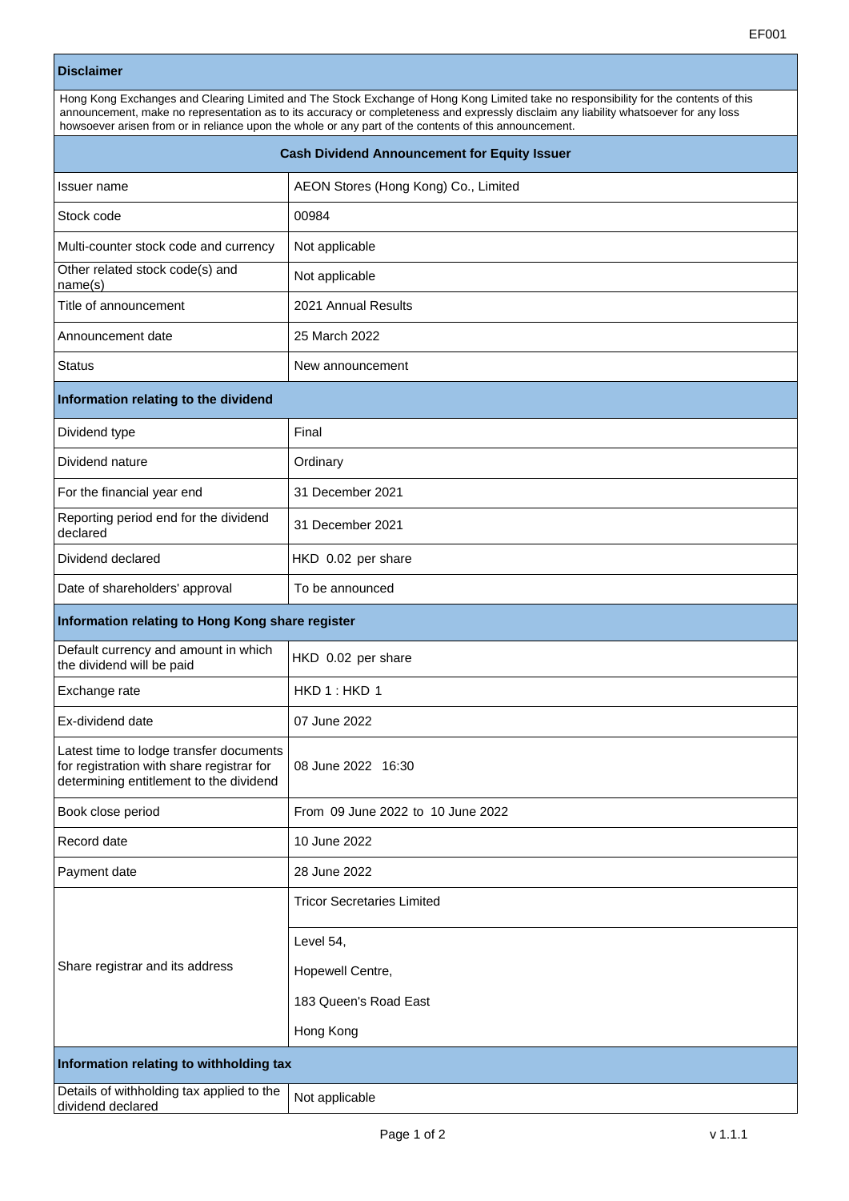EF001

| **Disclaimer** | |
|---|---|
| Hong Kong Exchanges and Clearing Limited and The Stock Exchange of Hong Kong Limited take no responsibility for the contents of this announcement, make no representation as to its accuracy or completeness and expressly disclaim any liability whatsoever for any loss howsoever arisen from or in reliance upon the whole or any part of the contents of this announcement. | |
| **Cash Dividend Announcement for Equity Issuer** | |
| Issuer name | AEON Stores (Hong Kong) Co., Limited |
| Stock code | 00984 |
| Multi-counter stock code and currency | Not applicable |
| Other related stock code(s) and name(s) | Not applicable |
| Title of announcement | 2021 Annual Results |
| Announcement date | 25 March 2022 |
| Status | New announcement |
| **Information relating to the dividend** | |
| Dividend type | Final |
| Dividend nature | Ordinary |
| For the financial year end | 31 December 2021 |
| Reporting period end for the dividend declared | 31 December 2021 |
| Dividend declared | HKD 0.02 per share |
| Date of shareholders' approval | To be announced |
| **Information relating to Hong Kong share register** | |
| Default currency and amount in which the dividend will be paid | HKD 0.02 per share |
| Exchange rate | HKD 1 : HKD 1 |
| Ex-dividend date | 07 June 2022 |
| Latest time to lodge transfer documents for registration with share registrar for determining entitlement to the dividend | 08 June 2022 16:30 |
| Book close period | From 09 June 2022 to 10 June 2022 |
| Record date | 10 June 2022 |
| Payment date | 28 June 2022 |
| Share registrar and its address | Tricor Secretaries Limited<br><br>Level 54,<br>Hopewell Centre,<br>183 Queen's Road East<br>Hong Kong |
| **Information relating to withholding tax** | |
| Details of withholding tax applied to the dividend declared | Not applicable |

v 1.1.1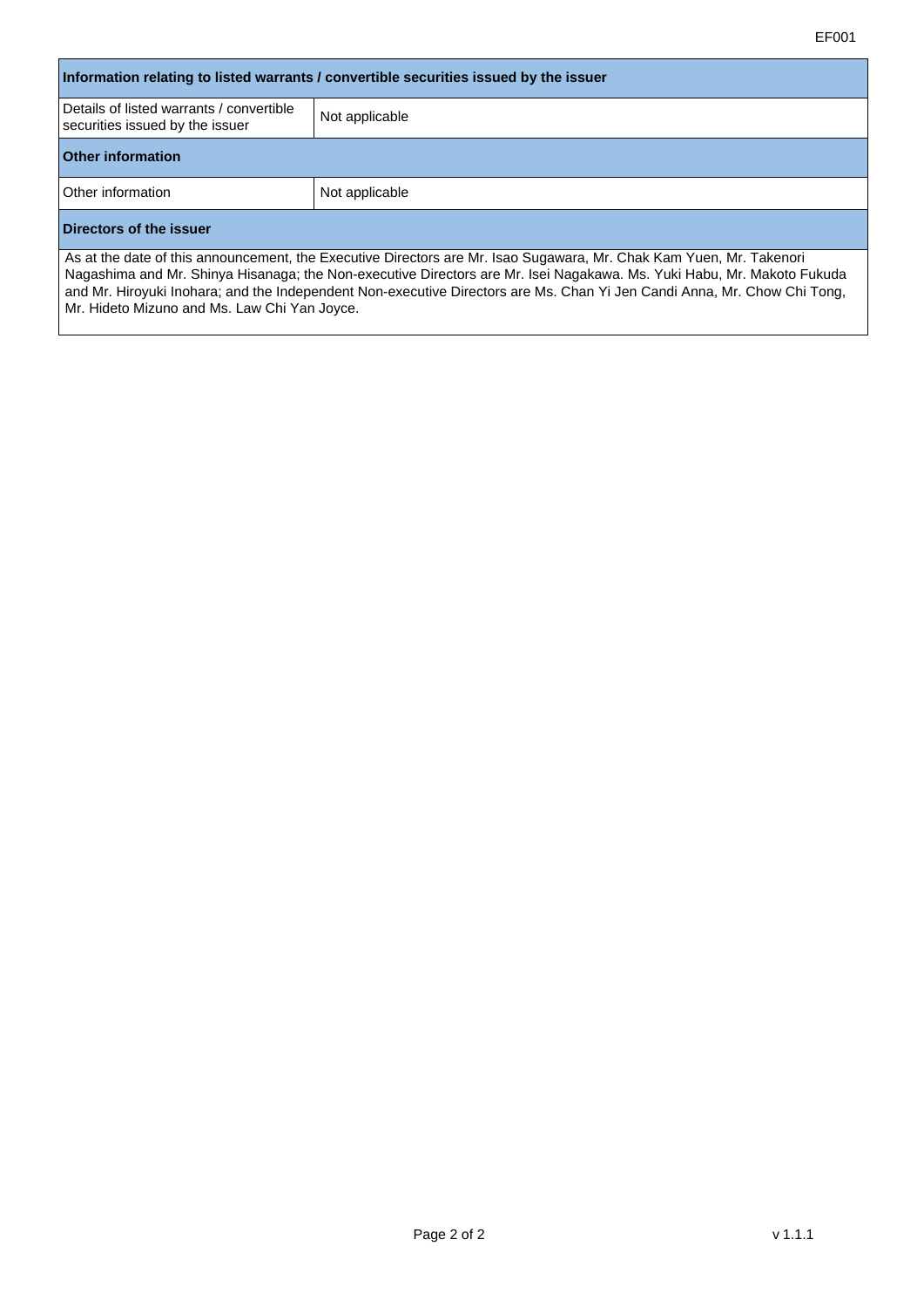| Information relating to listed warrants / convertible securities issued by the issuer | |
|---|---|
| Details of listed warrants / convertible securities issued by the issuer | Not applicable |

| Other information | |
|---|---|
| Other information | Not applicable |

**Directors of the issuer**

As at the date of this announcement, the Executive Directors are Mr. Isao Sugawara, Mr. Chak Kam Yuen, Mr. Takenori Nagashima and Mr. Shinya Hisanaga; the Non-executive Directors are Mr. Isei Nagakawa. Ms. Yuki Habu, Mr. Makoto Fukuda and Mr. Hiroyuki Inohara; and the Independent Non-executive Directors are Ms. Chan Yi Jen Candi Anna, Mr. Chow Chi Tong, Mr. Hideto Mizuno and Ms. Law Chi Yan Joyce.